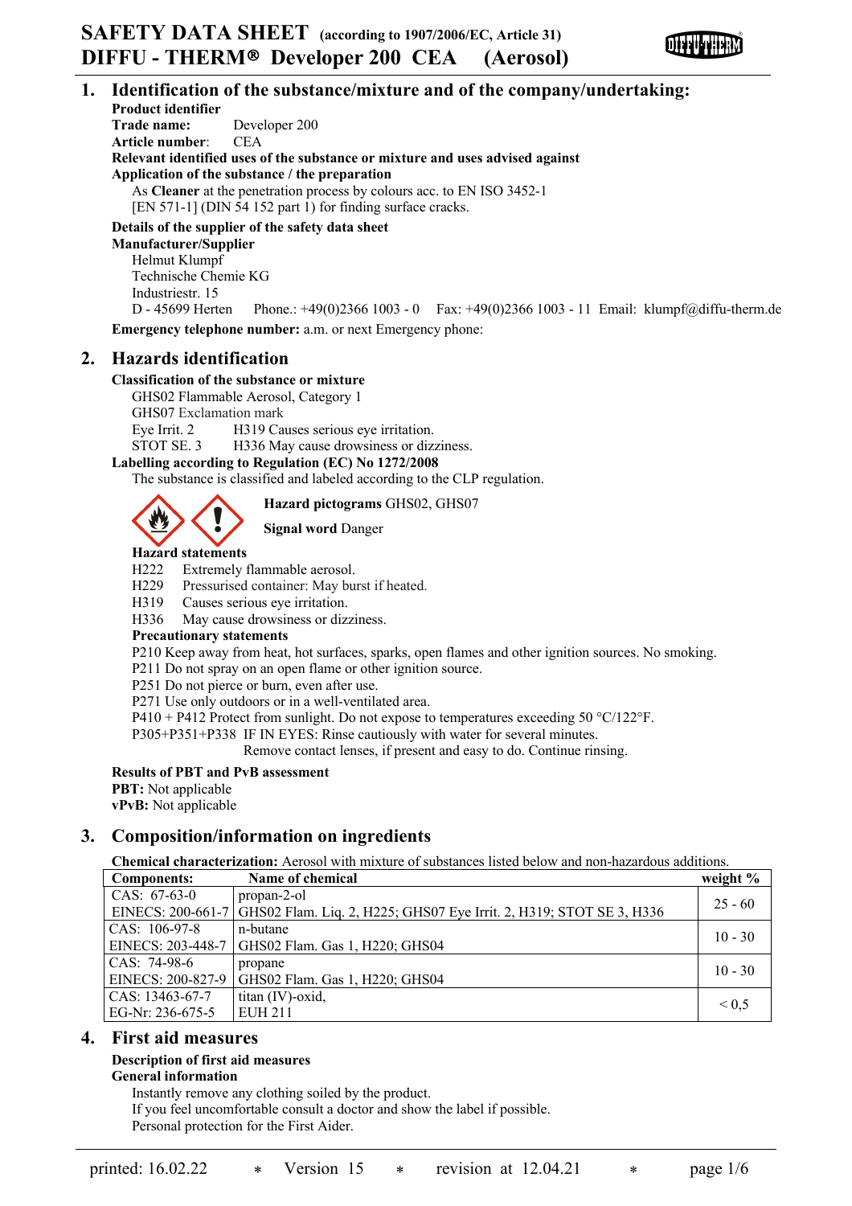# SAFETY DATA SHEET (according to 1907/2006/EC, Article 31)
# DIFFU - THERM® Developer 200 CEA (Aerosol)

## 1. Identification of the substance/mixture and of the company/undertaking:

**Product identifier**
**Trade name:** Developer 200
**Article number**: CEA
**Relevant identified uses of the substance or mixture and uses advised against**
**Application of the substance / the preparation**
As **Cleaner** at the penetration process by colours acc. to EN ISO 3452-1 [EN 571-1] (DIN 54 152 part 1) for finding surface cracks.

**Details of the supplier of the safety data sheet**
**Manufacturer/Supplier**
Helmut Klumpf
Technische Chemie KG
Industriestr. 15
D - 45699 Herten Phone.: +49(0)2366 1003 - 0 Fax: +49(0)2366 1003 - 11 Email: klumpf@diffu-therm.de

**Emergency telephone number:** a.m. or next Emergency phone:

## 2. Hazards identification

**Classification of the substance or mixture**
GHS02 Flammable Aerosol, Category 1
GHS07 Exclamation mark
Eye Irrit. 2 H319 Causes serious eye irritation.
STOT SE. 3 H336 May cause drowsiness or dizziness.

**Labelling according to Regulation (EC) No 1272/2008**
The substance is classified and labeled according to the CLP regulation.

**Hazard pictograms** GHS02, GHS07

**Signal word** Danger

**Hazard statements**
H222 Extremely flammable aerosol.
H229 Pressurised container: May burst if heated.
H319 Causes serious eye irritation.
H336 May cause drowsiness or dizziness.

**Precautionary statements**
P210 Keep away from heat, hot surfaces, sparks, open flames and other ignition sources. No smoking.
P211 Do not spray on an open flame or other ignition source.
P251 Do not pierce or burn, even after use.
P271 Use only outdoors or in a well-ventilated area.
P410 + P412 Protect from sunlight. Do not expose to temperatures exceeding 50 °C/122°F.
P305+P351+P338 IF IN EYES: Rinse cautiously with water for several minutes. Remove contact lenses, if present and easy to do. Continue rinsing.

**Results of PBT and PvB assessment**
**PBT:** Not applicable
**vPvB:** Not applicable

## 3. Composition/information on ingredients

**Chemical characterization:** Aerosol with mixture of substances listed below and non-hazardous additions.

| Components: | Name of chemical | weight % |
|---|---|---|
| CAS: 67-63-0<br>EINECS: 200-661-7 | propan-2-ol<br>GHS02 Flam. Liq. 2, H225; GHS07 Eye Irrit. 2, H319; STOT SE 3, H336 | 25 - 60 |
| CAS: 106-97-8<br>EINECS: 203-448-7 | n-butane<br>GHS02 Flam. Gas 1, H220; GHS04 | 10 - 30 |
| CAS: 74-98-6<br>EINECS: 200-827-9 | propane<br>GHS02 Flam. Gas 1, H220; GHS04 | 10 - 30 |
| CAS: 13463-67-7<br>EG-Nr: 236-675-5 | titan (IV)-oxid,<br>EUH 211 | < 0,5 |

## 4. First aid measures

**Description of first aid measures**
**General information**
Instantly remove any clothing soiled by the product.
If you feel uncomfortable consult a doctor and show the label if possible.
Personal protection for the First Aider.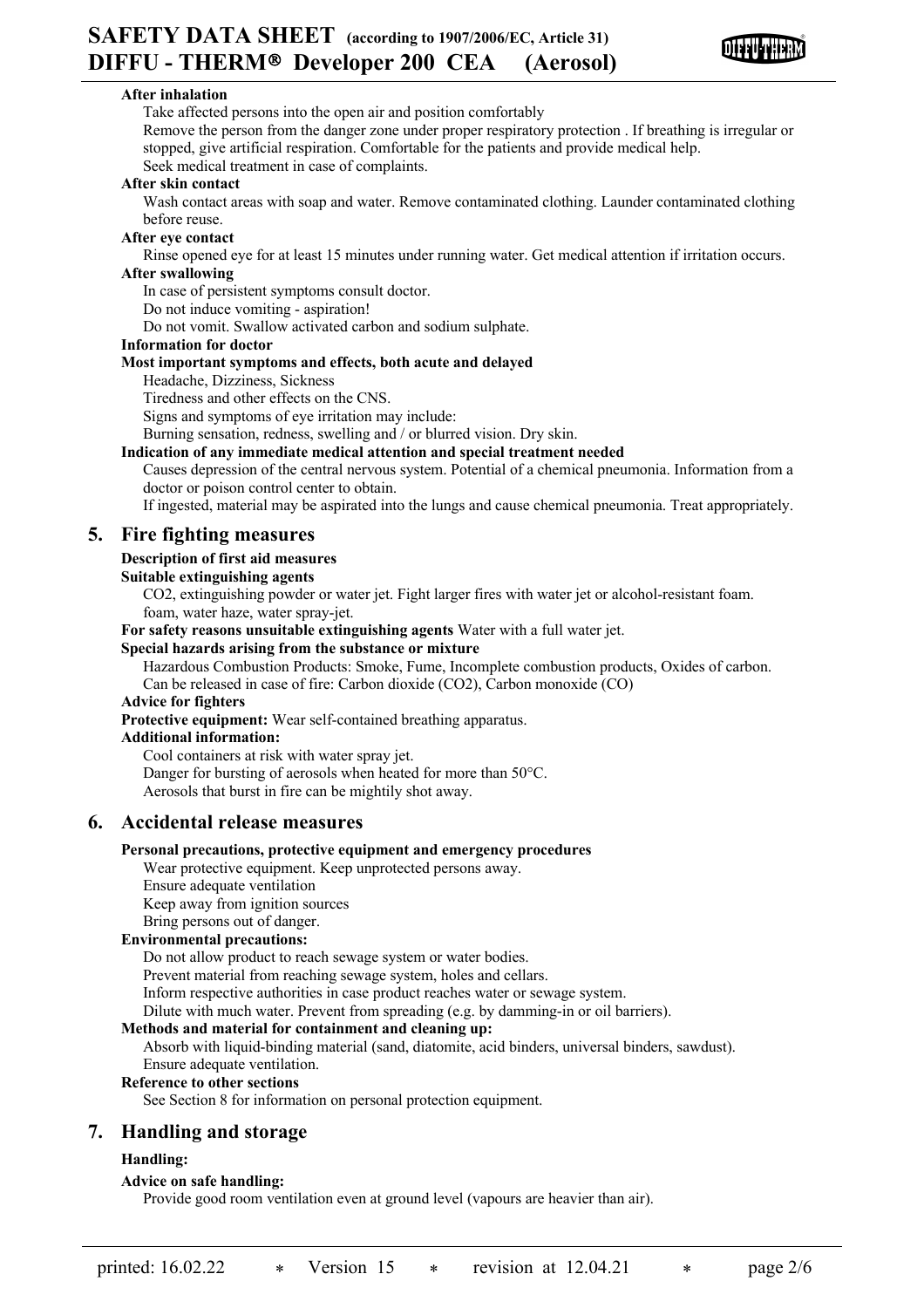**After inhalation**

Take affected persons into the open air and position comfortably

Remove the person from the danger zone under proper respiratory protection . If breathing is irregular or stopped, give artificial respiration. Comfortable for the patients and provide medical help.

Seek medical treatment in case of complaints.

**After skin contact**

Wash contact areas with soap and water. Remove contaminated clothing. Launder contaminated clothing before reuse.

**After eye contact**

Rinse opened eye for at least 15 minutes under running water. Get medical attention if irritation occurs.

**After swallowing**

In case of persistent symptoms consult doctor.

Do not induce vomiting - aspiration!

Do not vomit. Swallow activated carbon and sodium sulphate.

**Information for doctor**

**Most important symptoms and effects, both acute and delayed**

Headache, Dizziness, Sickness

Tiredness and other effects on the CNS.

Signs and symptoms of eye irritation may include:

Burning sensation, redness, swelling and / or blurred vision. Dry skin.

**Indication of any immediate medical attention and special treatment needed**

Causes depression of the central nervous system. Potential of a chemical pneumonia. Information from a doctor or poison control center to obtain.

If ingested, material may be aspirated into the lungs and cause chemical pneumonia. Treat appropriately.

## 5. Fire fighting measures

**Description of first aid measures**

**Suitable extinguishing agents**

$CO_2$, extinguishing powder or water jet. Fight larger fires with water jet or alcohol-resistant foam. foam, water haze, water spray-jet.

**For safety reasons unsuitable extinguishing agents** Water with a full water jet.

**Special hazards arising from the substance or mixture**

Hazardous Combustion Products: Smoke, Fume, Incomplete combustion products, Oxides of carbon.

Can be released in case of fire: Carbon dioxide ($CO_2$), Carbon monoxide (CO)

**Advice for fighters**

**Protective equipment:** Wear self-contained breathing apparatus.

**Additional information:**

Cool containers at risk with water spray jet.

Danger for bursting of aerosols when heated for more than 50°C.

Aerosols that burst in fire can be mightily shot away.

## 6. Accidental release measures

**Personal precautions, protective equipment and emergency procedures**

Wear protective equipment. Keep unprotected persons away.

Ensure adequate ventilation

Keep away from ignition sources

Bring persons out of danger.

**Environmental precautions:**

Do not allow product to reach sewage system or water bodies.

Prevent material from reaching sewage system, holes and cellars.

Inform respective authorities in case product reaches water or sewage system.

Dilute with much water. Prevent from spreading (e.g. by damming-in or oil barriers).

**Methods and material for containment and cleaning up:**

Absorb with liquid-binding material (sand, diatomite, acid binders, universal binders, sawdust).

Ensure adequate ventilation.

**Reference to other sections**

See Section 8 for information on personal protection equipment.

## 7. Handling and storage

**Handling:**

**Advice on safe handling:**

Provide good room ventilation even at ground level (vapours are heavier than air).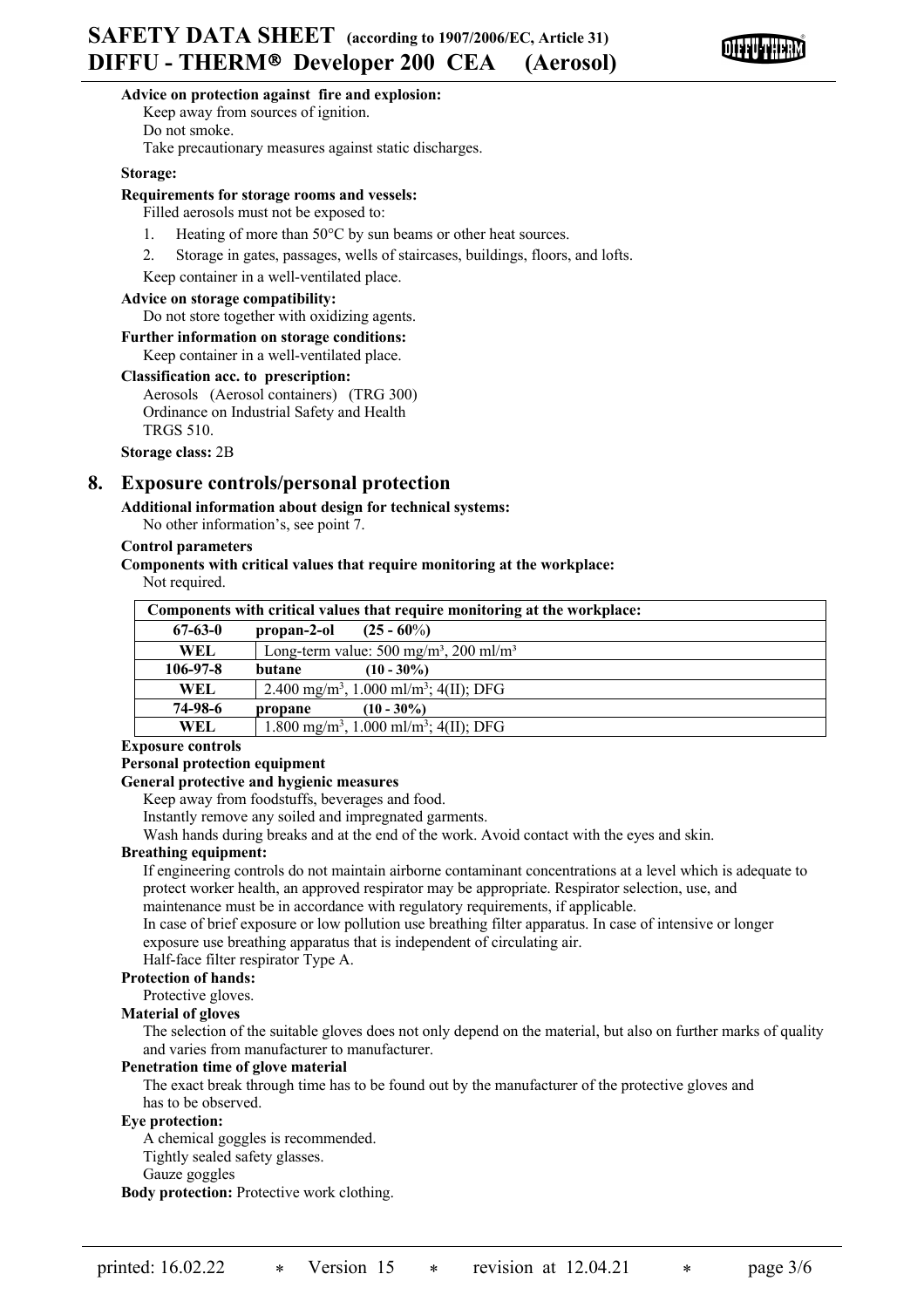**Advice on protection against fire and explosion:**

Keep away from sources of ignition.
Do not smoke.
Take precautionary measures against static discharges.

**Storage:**

**Requirements for storage rooms and vessels:**

Filled aerosols must not be exposed to:

1. Heating of more than 50°C by sun beams or other heat sources.
2. Storage in gates, passages, wells of staircases, buildings, floors, and lofts.

Keep container in a well-ventilated place.

**Advice on storage compatibility:**

Do not store together with oxidizing agents.

**Further information on storage conditions:**

Keep container in a well-ventilated place.

**Classification acc. to prescription:**

Aerosols (Aerosol containers) (TRG 300)
Ordinance on Industrial Safety and Health
TRGS 510.

**Storage class:** 2B

## 8. Exposure controls/personal protection

**Additional information about design for technical systems:**

No other information's, see point 7.

**Control parameters**

**Components with critical values that require monitoring at the workplace:**

Not required.

| Components with critical values that require monitoring at the workplace: | |
|---|---|
| **67-63-0** | **propan-2-ol (25 - 60%)** |
| **WEL** | Long-term value: 500 mg/m³, 200 ml/m³ |
| **106-97-8** | **butane (10 - 30%)** |
| **WEL** | 2.400 mg/m³, 1.000 ml/m³; 4(II); DFG |
| **74-98-6** | **propane (10 - 30%)** |
| **WEL** | 1.800 mg/m³, 1.000 ml/m³; 4(II); DFG |

**Exposure controls**

**Personal protection equipment**

**General protective and hygienic measures**

Keep away from foodstuffs, beverages and food.
Instantly remove any soiled and impregnated garments.
Wash hands during breaks and at the end of the work. Avoid contact with the eyes and skin.

**Breathing equipment:**

If engineering controls do not maintain airborne contaminant concentrations at a level which is adequate to protect worker health, an approved respirator may be appropriate. Respirator selection, use, and maintenance must be in accordance with regulatory requirements, if applicable.
In case of brief exposure or low pollution use breathing filter apparatus. In case of intensive or longer exposure use breathing apparatus that is independent of circulating air.
Half-face filter respirator Type A.

**Protection of hands:**

Protective gloves.

**Material of gloves**

The selection of the suitable gloves does not only depend on the material, but also on further marks of quality and varies from manufacturer to manufacturer.

**Penetration time of glove material**

The exact break through time has to be found out by the manufacturer of the protective gloves and has to be observed.

**Eye protection:**

A chemical goggles is recommended.
Tightly sealed safety glasses.
Gauze goggles

**Body protection:** Protective work clothing.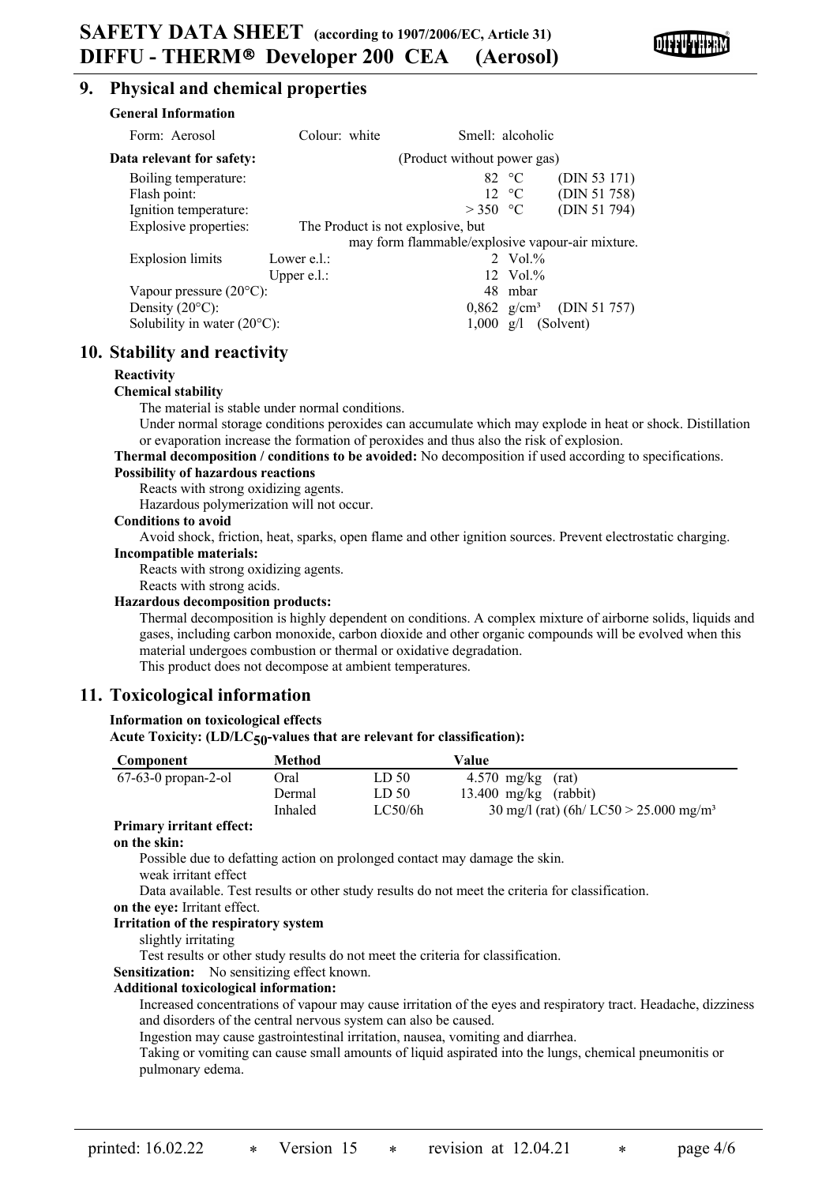## 9. Physical and chemical properties

**General Information**

Form: Aerosol    Colour: white    Smell: alcoholic

**Data relevant for safety:** (Product without power gas)

| | | | |
|---|---|---|---|
| Boiling temperature: | | 82 °C | (DIN 53 171) |
| Flash point: | | 12 °C | (DIN 51 758) |
| Ignition temperature: | | > 350 °C | (DIN 51 794) |
| Explosive properties: | The Product is not explosive, but may form flammable/explosive vapour-air mixture. | | |
| Explosion limits | Lower e.l.: | 2 Vol.% | |
| | Upper e.l.: | 12 Vol.% | |
| Vapour pressure (20°C): | | 48 mbar | |
| Density (20°C): | | 0,862 g/cm³ | (DIN 51 757) |
| Solubility in water (20°C): | | 1,000 g/l | (Solvent) |

## 10. Stability and reactivity

**Reactivity**

**Chemical stability**

The material is stable under normal conditions.

Under normal storage conditions peroxides can accumulate which may explode in heat or shock. Distillation or evaporation increase the formation of peroxides and thus also the risk of explosion.

**Thermal decomposition / conditions to be avoided:** No decomposition if used according to specifications.

**Possibility of hazardous reactions**

Reacts with strong oxidizing agents.

Hazardous polymerization will not occur.

**Conditions to avoid**

Avoid shock, friction, heat, sparks, open flame and other ignition sources. Prevent electrostatic charging.

**Incompatible materials:**

Reacts with strong oxidizing agents.

Reacts with strong acids.

**Hazardous decomposition products:**

Thermal decomposition is highly dependent on conditions. A complex mixture of airborne solids, liquids and gases, including carbon monoxide, carbon dioxide and other organic compounds will be evolved when this material undergoes combustion or thermal or oxidative degradation.

This product does not decompose at ambient temperatures.

## 11. Toxicological information

**Information on toxicological effects**

**Acute Toxicity: (LD/$LC_{50}$-values that are relevant for classification):**

| Component | Method | | Value |
|---|---|---|---|
| 67-63-0 propan-2-ol | Oral | LD 50 | 4.570 mg/kg (rat) |
| | Dermal | LD 50 | 13.400 mg/kg (rabbit) |
| | Inhaled | LC50/6h | 30 mg/l (rat) (6h/ LC50 > 25.000 mg/m³ |

**Primary irritant effect:**

**on the skin:**

Possible due to defatting action on prolonged contact may damage the skin.

weak irritant effect

Data available. Test results or other study results do not meet the criteria for classification.

**on the eye:** Irritant effect.

**Irritation of the respiratory system**

slightly irritating

Test results or other study results do not meet the criteria for classification.

**Sensitization:** No sensitizing effect known.

**Additional toxicological information:**

Increased concentrations of vapour may cause irritation of the eyes and respiratory tract. Headache, dizziness and disorders of the central nervous system can also be caused.

Ingestion may cause gastrointestinal irritation, nausea, vomiting and diarrhea.

Taking or vomiting can cause small amounts of liquid aspirated into the lungs, chemical pneumonitis or pulmonary edema.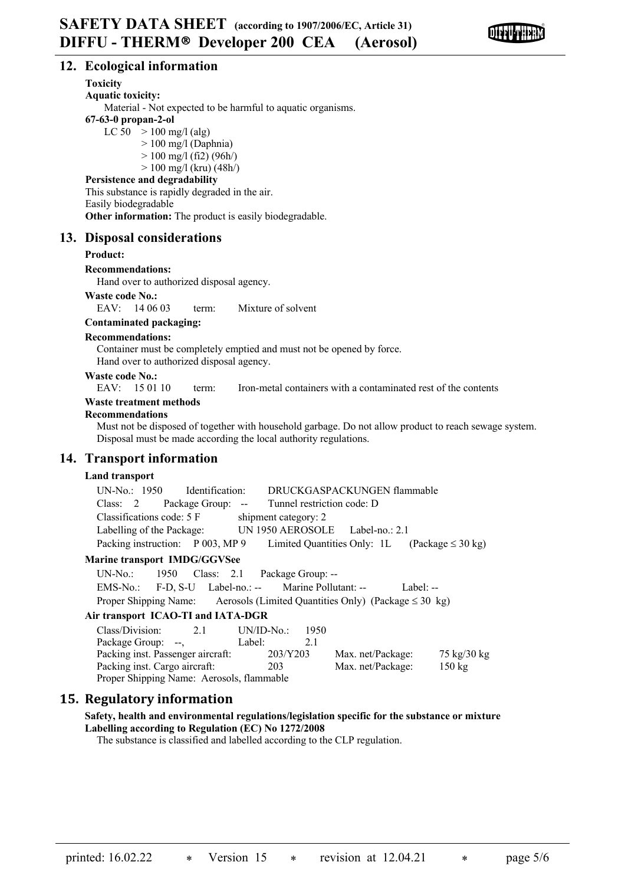## 12. Ecological information

**Toxicity**

**Aquatic toxicity:**

Material - Not expected to be harmful to aquatic organisms.

**67-63-0 propan-2-ol**

LC 50 > 100 mg/l (alg)
> 100 mg/l (Daphnia)
> 100 mg/l (fi2) (96h/)
> 100 mg/l (kru) (48h/)

**Persistence and degradability**

This substance is rapidly degraded in the air.
Easily biodegradable

**Other information:** The product is easily biodegradable.

## 13. Disposal considerations

**Product:**

**Recommendations:**

Hand over to authorized disposal agency.

**Waste code No.:**

EAV: 14 06 03 term: Mixture of solvent

**Contaminated packaging:**

**Recommendations:**

Container must be completely emptied and must not be opened by force.
Hand over to authorized disposal agency.

**Waste code No.:**

EAV: 15 01 10 term: Iron-metal containers with a contaminated rest of the contents

**Waste treatment methods**

**Recommendations**

Must not be disposed of together with household garbage. Do not allow product to reach sewage system.
Disposal must be made according the local authority regulations.

## 14. Transport information

**Land transport**

UN-No.: 1950 Identification: DRUCKGASPACKUNGEN flammable
Class: 2 Package Group: -- Tunnel restriction code: D
Classifications code: 5 F shipment category: 2
Labelling of the Package: UN 1950 AEROSOLE Label-no.: 2.1
Packing instruction: P 003, MP 9 Limited Quantities Only: 1L (Package ≤ 30 kg)

**Marine transport IMDG/GGVSee**

UN-No.: 1950 Class: 2.1 Package Group: --
EMS-No.: F-D, S-U Label-no.: -- Marine Pollutant: -- Label: --
Proper Shipping Name: Aerosols (Limited Quantities Only) (Package ≤ 30 kg)

**Air transport ICAO-TI and IATA-DGR**

Class/Division: 2.1 UN/ID-No.: 1950
Package Group: --, Label: 2.1
Packing inst. Passenger aircraft: 203/Y203 Max. net/Package: 75 kg/30 kg
Packing inst. Cargo aircraft: 203 Max. net/Package: 150 kg
Proper Shipping Name: Aerosols, flammable

## 15. Regulatory information

**Safety, health and environmental regulations/legislation specific for the substance or mixture**
**Labelling according to Regulation (EC) No 1272/2008**

The substance is classified and labelled according to the CLP regulation.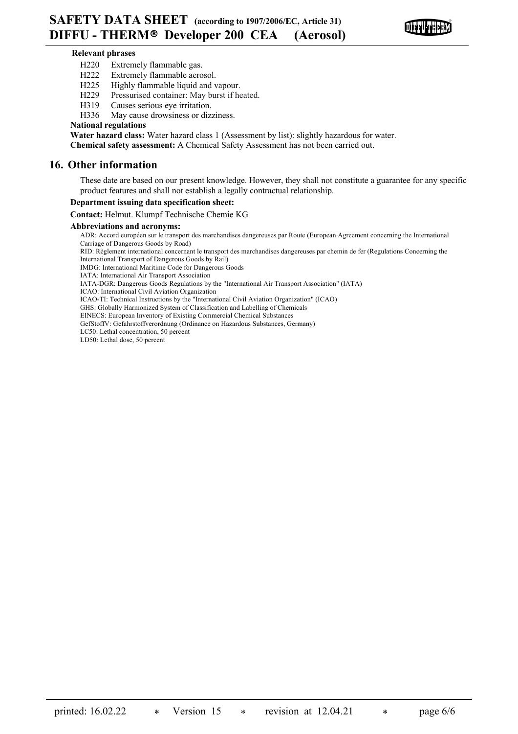**Relevant phrases**

- H220 Extremely flammable gas.
- H222 Extremely flammable aerosol.
- H225 Highly flammable liquid and vapour.
- H229 Pressurised container: May burst if heated.
- H319 Causes serious eye irritation.
- H336 May cause drowsiness or dizziness.

**National regulations**

**Water hazard class:** Water hazard class 1 (Assessment by list): slightly hazardous for water.

**Chemical safety assessment:** A Chemical Safety Assessment has not been carried out.

## 16. Other information

These date are based on our present knowledge. However, they shall not constitute a guarantee for any specific product features and shall not establish a legally contractual relationship.

**Department issuing data specification sheet:**

**Contact:** Helmut. Klumpf Technische Chemie KG

**Abbreviations and acronyms:**

ADR: Accord européen sur le transport des marchandises dangereuses par Route (European Agreement concerning the International Carriage of Dangerous Goods by Road)
RID: Règlement international concernant le transport des marchandises dangereuses par chemin de fer (Regulations Concerning the International Transport of Dangerous Goods by Rail)
IMDG: International Maritime Code for Dangerous Goods
IATA: International Air Transport Association
IATA-DGR: Dangerous Goods Regulations by the "International Air Transport Association" (IATA)
ICAO: International Civil Aviation Organization
ICAO-TI: Technical Instructions by the "International Civil Aviation Organization" (ICAO)
GHS: Globally Harmonized System of Classification and Labelling of Chemicals
EINECS: European Inventory of Existing Commercial Chemical Substances
GefStoffV: Gefahrstoffverordnung (Ordinance on Hazardous Substances, Germany)
LC50: Lethal concentration, 50 percent
LD50: Lethal dose, 50 percent